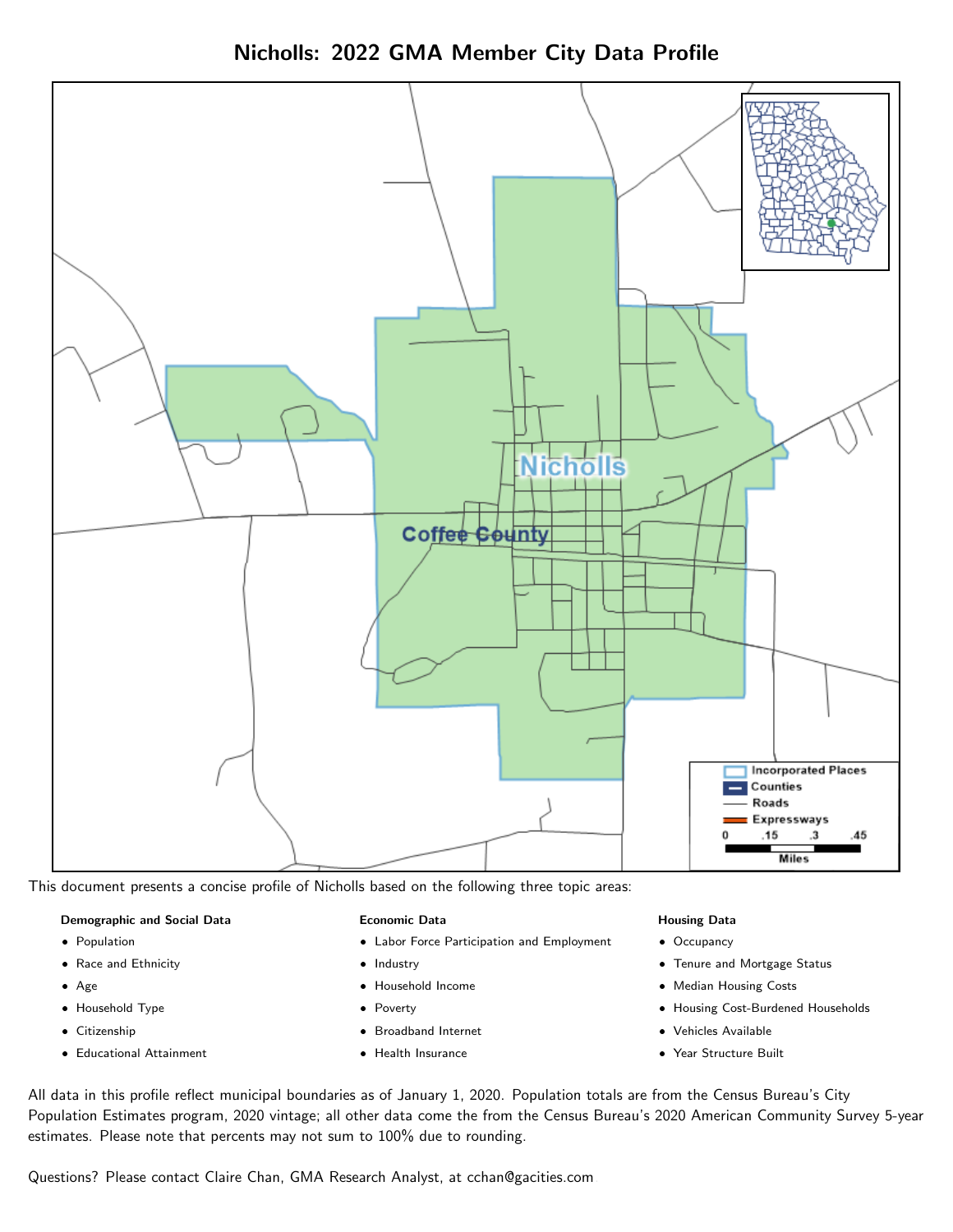# Nicholls: 2022 GMA Member City Data Profile

This document presents a concise profile of Nicholls based on the following three topic areas:

**Demographic and Social Data**

- Population
- Race and Ethnicity
- Age
- Household Type
- Citizenship
- Educational Attainment

**Economic Data**

- Labor Force Participation and Employment
- Industry
- Household Income
- Poverty
- Broadband Internet
- Health Insurance

**Housing Data**

- Occupancy
- Tenure and Mortgage Status
- Median Housing Costs
- Housing Cost-Burdened Households
- Vehicles Available
- Year Structure Built

All data in this profile reflect municipal boundaries as of January 1, 2020. Population totals are from the Census Bureau's City Population Estimates program, 2020 vintage; all other data come the from the Census Bureau's 2020 American Community Survey 5-year estimates. Please note that percents may not sum to 100% due to rounding.

Questions? Please contact Claire Chan, GMA Research Analyst, at cchan@gacities.com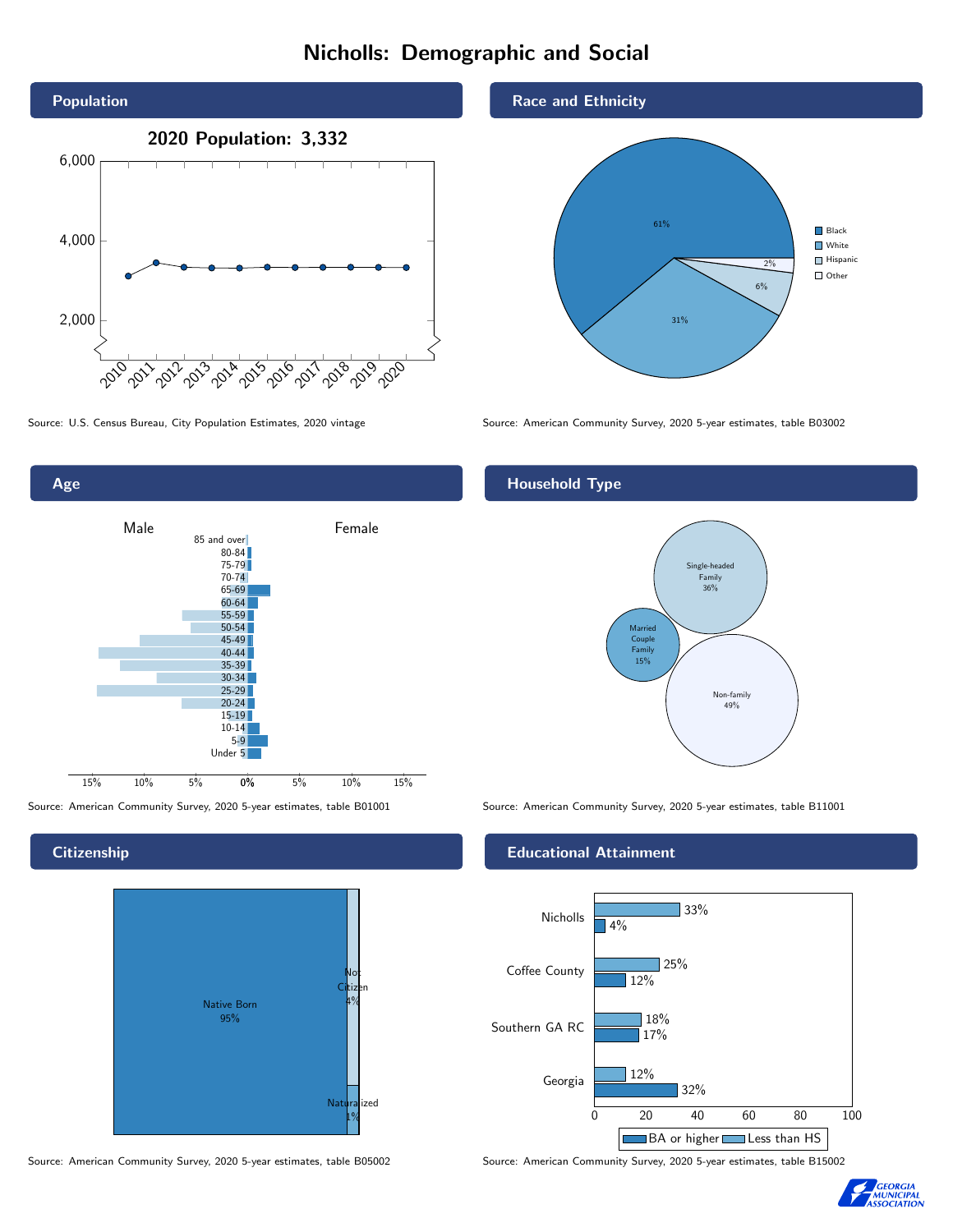# Nicholls: Demographic and Social

## Population

**2020 Population: 3,332**

Source: U.S. Census Bureau, City Population Estimates, 2020 vintage

## Race and Ethnicity

| Group | Share |
|---|---|
| Black | 61% |
| White | 31% |
| Hispanic | 6% |
| Other | 2% |

Source: American Community Survey, 2020 5-year estimates, table B03002

## Age

Male / Female

Source: American Community Survey, 2020 5-year estimates, table B01001

## Household Type

| Type | Share |
|---|---|
| Single-headed Family | 36% |
| Married Couple Family | 15% |
| Non-family | 49% |

Source: American Community Survey, 2020 5-year estimates, table B11001

## Citizenship

| Status | Share |
|---|---|
| Native Born | 95% |
| Not Citizen | 4% |
| Naturalized | 1% |

Source: American Community Survey, 2020 5-year estimates, table B05002

## Educational Attainment

| | Less than HS | BA or higher |
|---|---|---|
| Nicholls | 33% | 4% |
| Coffee County | 25% | 12% |
| Southern GA RC | 18% | 17% |
| Georgia | 12% | 32% |

Source: American Community Survey, 2020 5-year estimates, table B15002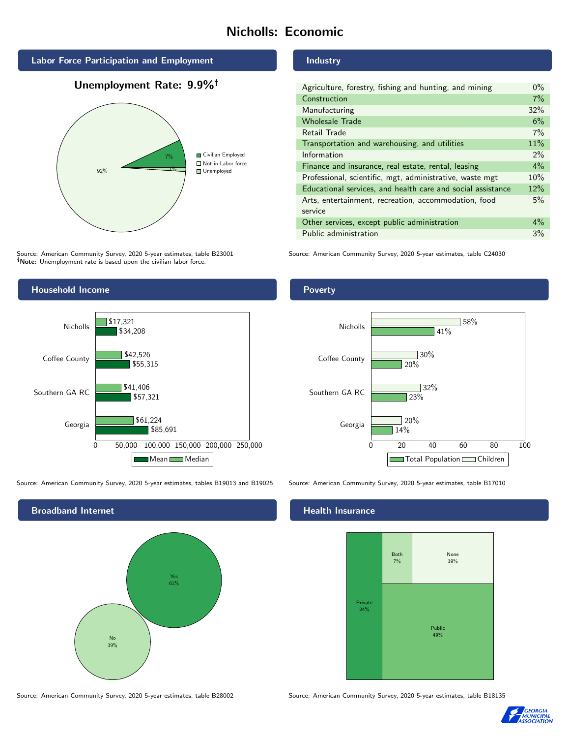# Nicholls: Economic

## Labor Force Participation and Employment

**Unemployment Rate: 9.9%†**

| Category | Percent |
|---|---|
| Civilian Employed | 7% |
| Not in Labor force | 92% |
| Unemployed | 1% |

Source: American Community Survey, 2020 5-year estimates, table B23001
**†Note:** Unemployment rate is based upon the civilian labor force.

## Industry

| Industry | Percent |
|---|---|
| Agriculture, forestry, fishing and hunting, and mining | 0% |
| Construction | 7% |
| Manufacturing | 32% |
| Wholesale Trade | 6% |
| Retail Trade | 7% |
| Transportation and warehousing, and utilities | 11% |
| Information | 2% |
| Finance and insurance, real estate, rental, leasing | 4% |
| Professional, scientific, mgt, administrative, waste mgt | 10% |
| Educational services, and health care and social assistance | 12% |
| Arts, entertainment, recreation, accommodation, food service | 5% |
| Other services, except public administration | 4% |
| Public administration | 3% |

Source: American Community Survey, 2020 5-year estimates, table C24030

## Household Income

| Area | Median | Mean |
|---|---|---|
| Nicholls | $17,321 | $34,208 |
| Coffee County | $42,526 | $55,315 |
| Southern GA RC | $41,406 | $57,321 |
| Georgia | $61,224 | $85,691 |

Source: American Community Survey, 2020 5-year estimates, tables B19013 and B19025

## Poverty

| Area | Children | Total Population |
|---|---|---|
| Nicholls | 58% | 41% |
| Coffee County | 30% | 20% |
| Southern GA RC | 32% | 23% |
| Georgia | 20% | 14% |

Source: American Community Survey, 2020 5-year estimates, table B17010

## Broadband Internet

| Response | Percent |
|---|---|
| Yes | 61% |
| No | 39% |

Source: American Community Survey, 2020 5-year estimates, table B28002

## Health Insurance

| Type | Percent |
|---|---|
| Private | 24% |
| Both | 7% |
| None | 19% |
| Public | 49% |

Source: American Community Survey, 2020 5-year estimates, table B18135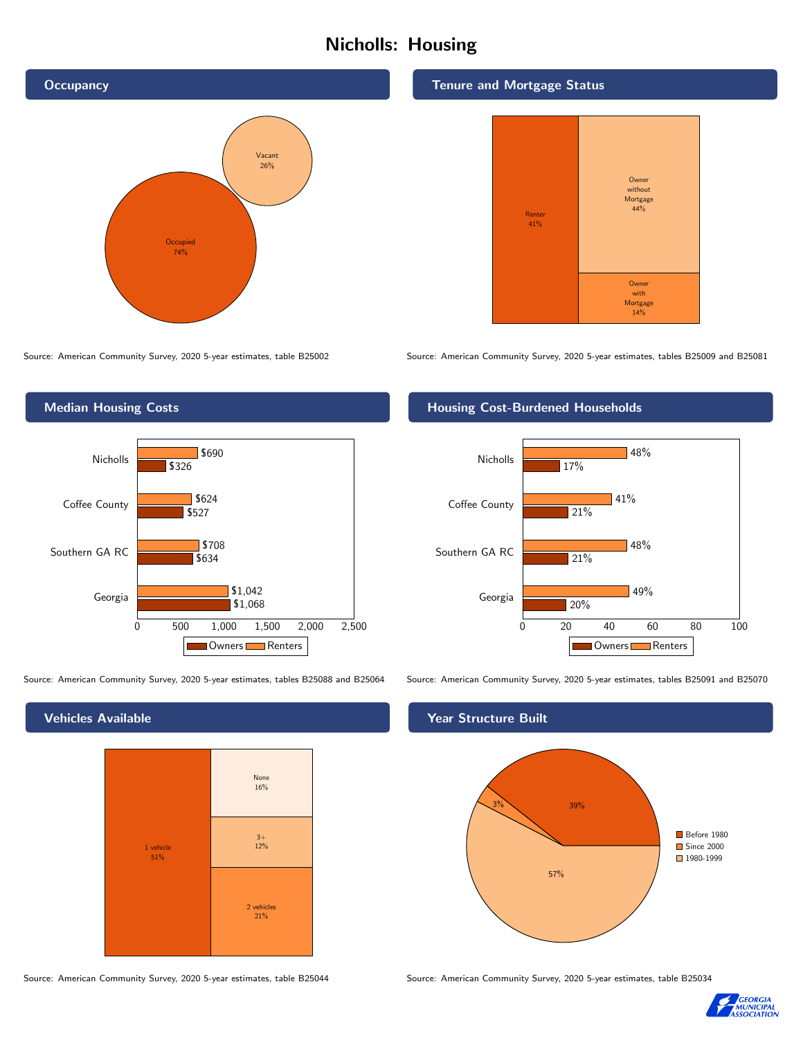# Nicholls: Housing

## Occupancy

Vacant
26%

Occupied
74%

Source: American Community Survey, 2020 5-year estimates, table B25002

## Tenure and Mortgage Status

Renter
41%

Owner
without
Mortgage
44%

Owner
with
Mortgage
14%

Source: American Community Survey, 2020 5-year estimates, tables B25009 and B25081

## Median Housing Costs

Nicholls
$690
$326

Coffee County
$624
$527

Southern GA RC
$708
$634

Georgia
$1,042
$1,068

0 500 1,000 1,500 2,000 2,500

Owners Renters

Source: American Community Survey, 2020 5-year estimates, tables B25088 and B25064

## Housing Cost-Burdened Households

Nicholls
48%
17%

Coffee County
41%
21%

Southern GA RC
48%
21%

Georgia
49%
20%

0 20 40 60 80 100

Owners Renters

Source: American Community Survey, 2020 5-year estimates, tables B25091 and B25070

## Vehicles Available

1 vehicle
51%

None
16%

3+
12%

2 vehicles
21%

Source: American Community Survey, 2020 5-year estimates, table B25044

## Year Structure Built

3%
39%
57%

Before 1980
Since 2000
1980-1999

Source: American Community Survey, 2020 5-year estimates, table B25034